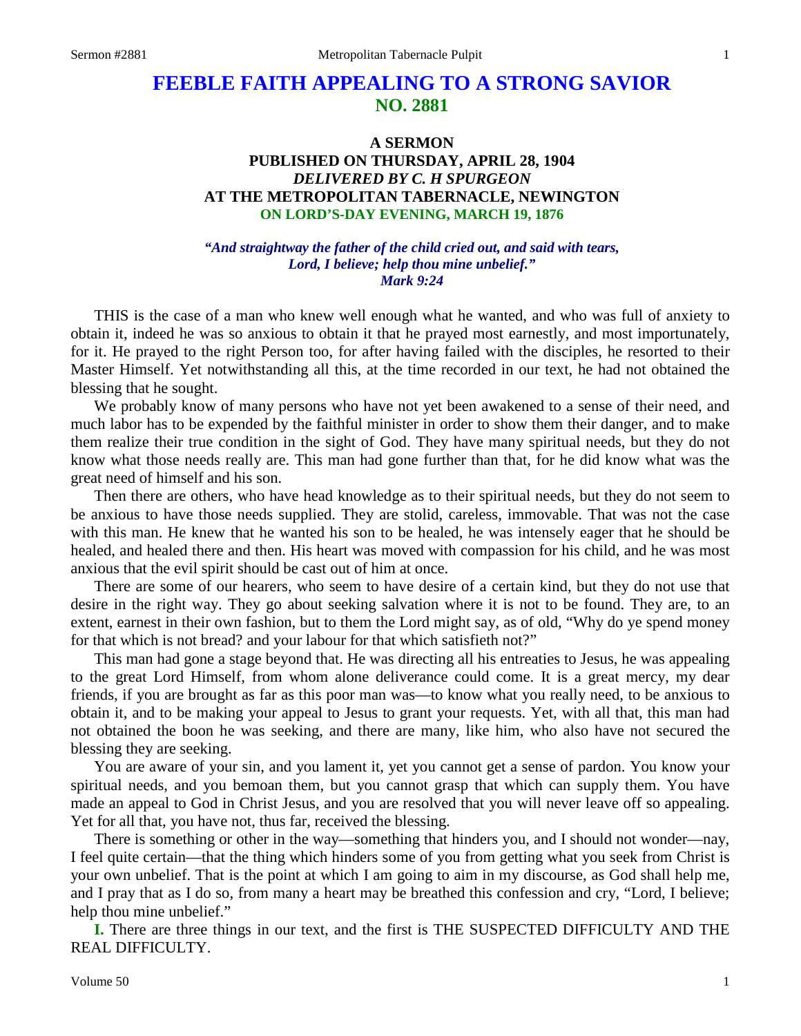# FEEBLE FAITH APPEALING TO A STRONG SAVIOR
## NO. 2881

### A SERMON
### PUBLISHED ON THURSDAY, APRIL 28, 1904
### *DELIVERED BY C. H SPURGEON*
### AT THE METROPOLITAN TABERNACLE, NEWINGTON
### ON LORD'S-DAY EVENING, MARCH 19, 1876

*"And straightway the father of the child cried out, and said with tears, Lord, I believe; help thou mine unbelief." Mark 9:24*

THIS is the case of a man who knew well enough what he wanted, and who was full of anxiety to obtain it, indeed he was so anxious to obtain it that he prayed most earnestly, and most importunately, for it. He prayed to the right Person too, for after having failed with the disciples, he resorted to their Master Himself. Yet notwithstanding all this, at the time recorded in our text, he had not obtained the blessing that he sought.

We probably know of many persons who have not yet been awakened to a sense of their need, and much labor has to be expended by the faithful minister in order to show them their danger, and to make them realize their true condition in the sight of God. They have many spiritual needs, but they do not know what those needs really are. This man had gone further than that, for he did know what was the great need of himself and his son.

Then there are others, who have head knowledge as to their spiritual needs, but they do not seem to be anxious to have those needs supplied. They are stolid, careless, immovable. That was not the case with this man. He knew that he wanted his son to be healed, he was intensely eager that he should be healed, and healed there and then. His heart was moved with compassion for his child, and he was most anxious that the evil spirit should be cast out of him at once.

There are some of our hearers, who seem to have desire of a certain kind, but they do not use that desire in the right way. They go about seeking salvation where it is not to be found. They are, to an extent, earnest in their own fashion, but to them the Lord might say, as of old, "Why do ye spend money for that which is not bread? and your labour for that which satisfieth not?"

This man had gone a stage beyond that. He was directing all his entreaties to Jesus, he was appealing to the great Lord Himself, from whom alone deliverance could come. It is a great mercy, my dear friends, if you are brought as far as this poor man was—to know what you really need, to be anxious to obtain it, and to be making your appeal to Jesus to grant your requests. Yet, with all that, this man had not obtained the boon he was seeking, and there are many, like him, who also have not secured the blessing they are seeking.

You are aware of your sin, and you lament it, yet you cannot get a sense of pardon. You know your spiritual needs, and you bemoan them, but you cannot grasp that which can supply them. You have made an appeal to God in Christ Jesus, and you are resolved that you will never leave off so appealing. Yet for all that, you have not, thus far, received the blessing.

There is something or other in the way—something that hinders you, and I should not wonder—nay, I feel quite certain—that the thing which hinders some of you from getting what you seek from Christ is your own unbelief. That is the point at which I am going to aim in my discourse, as God shall help me, and I pray that as I do so, from many a heart may be breathed this confession and cry, "Lord, I believe; help thou mine unbelief."

**I.** There are three things in our text, and the first is THE SUSPECTED DIFFICULTY AND THE REAL DIFFICULTY.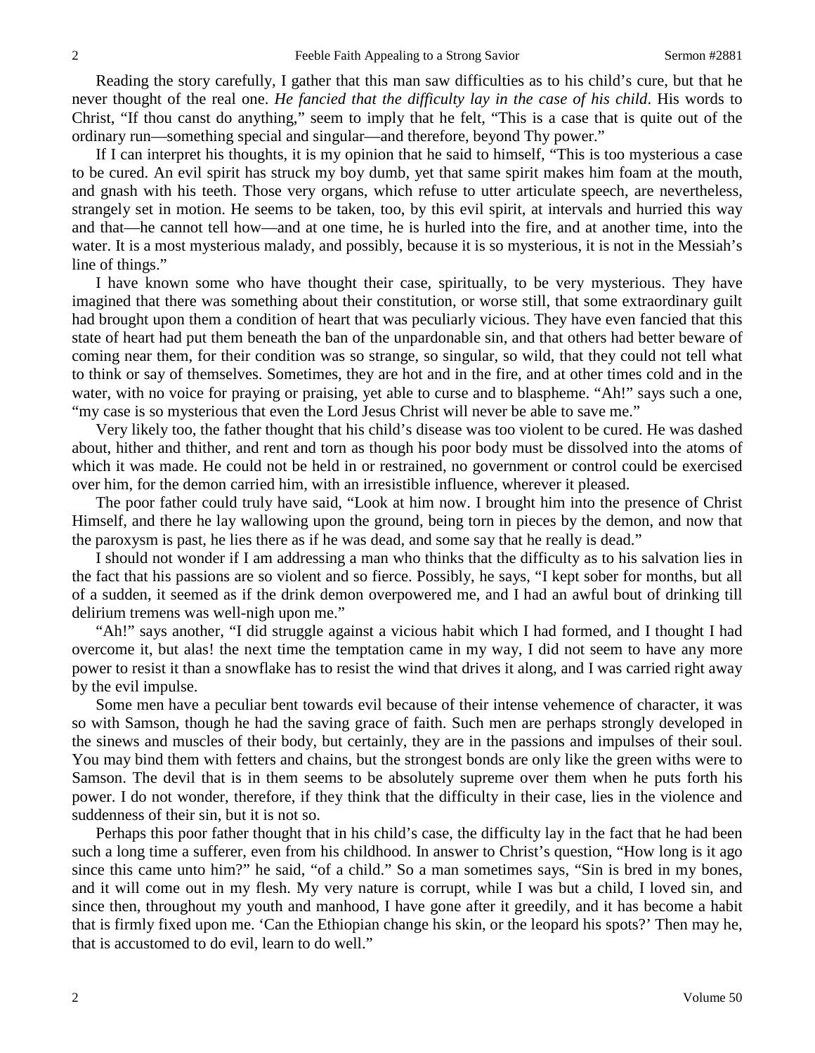Reading the story carefully, I gather that this man saw difficulties as to his child's cure, but that he never thought of the real one. *He fancied that the difficulty lay in the case of his child*. His words to Christ, "If thou canst do anything," seem to imply that he felt, "This is a case that is quite out of the ordinary run—something special and singular—and therefore, beyond Thy power."

If I can interpret his thoughts, it is my opinion that he said to himself, "This is too mysterious a case to be cured. An evil spirit has struck my boy dumb, yet that same spirit makes him foam at the mouth, and gnash with his teeth. Those very organs, which refuse to utter articulate speech, are nevertheless, strangely set in motion. He seems to be taken, too, by this evil spirit, at intervals and hurried this way and that—he cannot tell how—and at one time, he is hurled into the fire, and at another time, into the water. It is a most mysterious malady, and possibly, because it is so mysterious, it is not in the Messiah's line of things."

I have known some who have thought their case, spiritually, to be very mysterious. They have imagined that there was something about their constitution, or worse still, that some extraordinary guilt had brought upon them a condition of heart that was peculiarly vicious. They have even fancied that this state of heart had put them beneath the ban of the unpardonable sin, and that others had better beware of coming near them, for their condition was so strange, so singular, so wild, that they could not tell what to think or say of themselves. Sometimes, they are hot and in the fire, and at other times cold and in the water, with no voice for praying or praising, yet able to curse and to blaspheme. "Ah!" says such a one, "my case is so mysterious that even the Lord Jesus Christ will never be able to save me."

Very likely too, the father thought that his child's disease was too violent to be cured. He was dashed about, hither and thither, and rent and torn as though his poor body must be dissolved into the atoms of which it was made. He could not be held in or restrained, no government or control could be exercised over him, for the demon carried him, with an irresistible influence, wherever it pleased.

The poor father could truly have said, "Look at him now. I brought him into the presence of Christ Himself, and there he lay wallowing upon the ground, being torn in pieces by the demon, and now that the paroxysm is past, he lies there as if he was dead, and some say that he really is dead."

I should not wonder if I am addressing a man who thinks that the difficulty as to his salvation lies in the fact that his passions are so violent and so fierce. Possibly, he says, "I kept sober for months, but all of a sudden, it seemed as if the drink demon overpowered me, and I had an awful bout of drinking till delirium tremens was well-nigh upon me."

"Ah!" says another, "I did struggle against a vicious habit which I had formed, and I thought I had overcome it, but alas! the next time the temptation came in my way, I did not seem to have any more power to resist it than a snowflake has to resist the wind that drives it along, and I was carried right away by the evil impulse.

Some men have a peculiar bent towards evil because of their intense vehemence of character, it was so with Samson, though he had the saving grace of faith. Such men are perhaps strongly developed in the sinews and muscles of their body, but certainly, they are in the passions and impulses of their soul. You may bind them with fetters and chains, but the strongest bonds are only like the green withs were to Samson. The devil that is in them seems to be absolutely supreme over them when he puts forth his power. I do not wonder, therefore, if they think that the difficulty in their case, lies in the violence and suddenness of their sin, but it is not so.

Perhaps this poor father thought that in his child's case, the difficulty lay in the fact that he had been such a long time a sufferer, even from his childhood. In answer to Christ's question, "How long is it ago since this came unto him?" he said, "of a child." So a man sometimes says, "Sin is bred in my bones, and it will come out in my flesh. My very nature is corrupt, while I was but a child, I loved sin, and since then, throughout my youth and manhood, I have gone after it greedily, and it has become a habit that is firmly fixed upon me. 'Can the Ethiopian change his skin, or the leopard his spots?' Then may he, that is accustomed to do evil, learn to do well."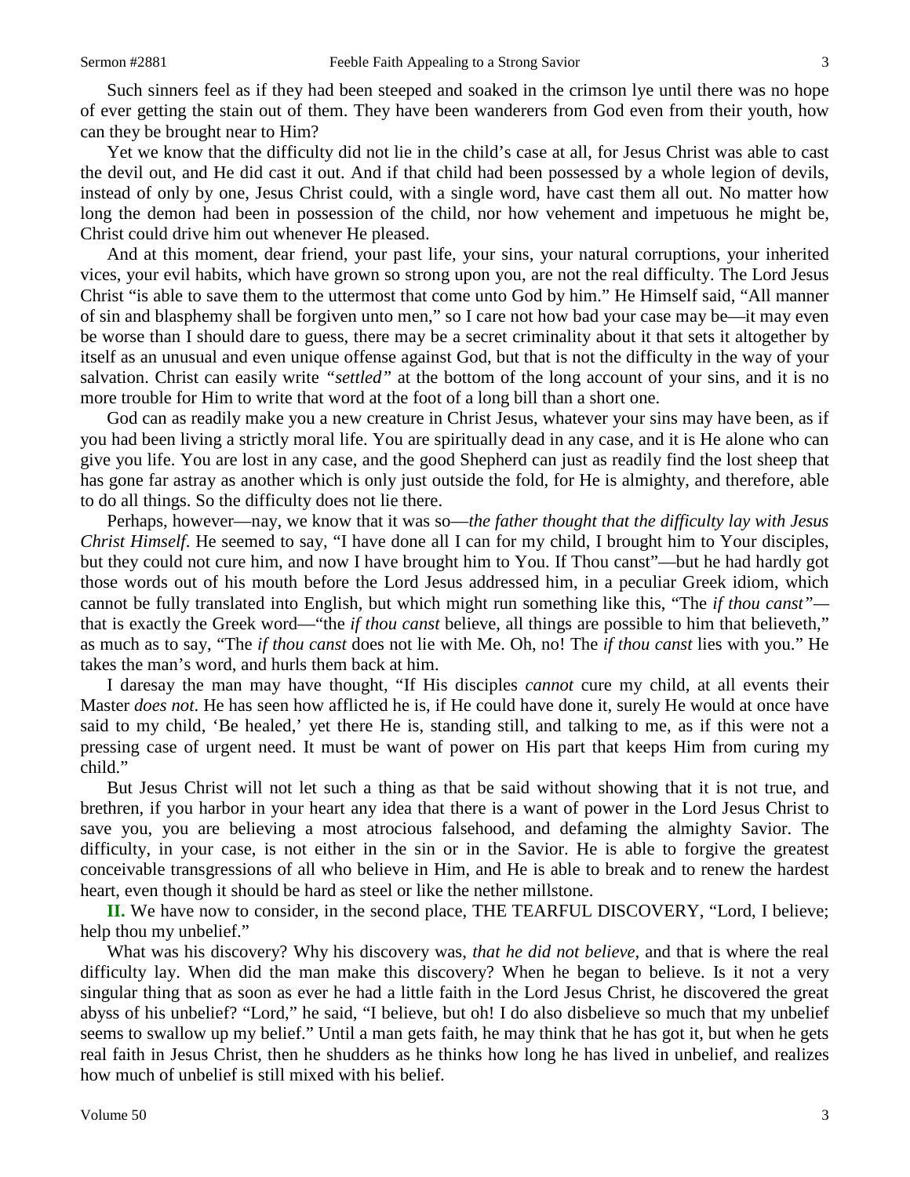Such sinners feel as if they had been steeped and soaked in the crimson lye until there was no hope of ever getting the stain out of them. They have been wanderers from God even from their youth, how can they be brought near to Him?

Yet we know that the difficulty did not lie in the child's case at all, for Jesus Christ was able to cast the devil out, and He did cast it out. And if that child had been possessed by a whole legion of devils, instead of only by one, Jesus Christ could, with a single word, have cast them all out. No matter how long the demon had been in possession of the child, nor how vehement and impetuous he might be, Christ could drive him out whenever He pleased.

And at this moment, dear friend, your past life, your sins, your natural corruptions, your inherited vices, your evil habits, which have grown so strong upon you, are not the real difficulty. The Lord Jesus Christ "is able to save them to the uttermost that come unto God by him." He Himself said, "All manner of sin and blasphemy shall be forgiven unto men," so I care not how bad your case may be—it may even be worse than I should dare to guess, there may be a secret criminality about it that sets it altogether by itself as an unusual and even unique offense against God, but that is not the difficulty in the way of your salvation. Christ can easily write *"settled"* at the bottom of the long account of your sins, and it is no more trouble for Him to write that word at the foot of a long bill than a short one.

God can as readily make you a new creature in Christ Jesus, whatever your sins may have been, as if you had been living a strictly moral life. You are spiritually dead in any case, and it is He alone who can give you life. You are lost in any case, and the good Shepherd can just as readily find the lost sheep that has gone far astray as another which is only just outside the fold, for He is almighty, and therefore, able to do all things. So the difficulty does not lie there.

Perhaps, however—nay, we know that it was so—*the father thought that the difficulty lay with Jesus Christ Himself*. He seemed to say, "I have done all I can for my child, I brought him to Your disciples, but they could not cure him, and now I have brought him to You. If Thou canst"—but he had hardly got those words out of his mouth before the Lord Jesus addressed him, in a peculiar Greek idiom, which cannot be fully translated into English, but which might run something like this, "The *if thou canst"*—that is exactly the Greek word—"the *if thou canst* believe, all things are possible to him that believeth," as much as to say, "The *if thou canst* does not lie with Me. Oh, no! The *if thou canst* lies with you." He takes the man's word, and hurls them back at him.

I daresay the man may have thought, "If His disciples *cannot* cure my child, at all events their Master *does not*. He has seen how afflicted he is, if He could have done it, surely He would at once have said to my child, 'Be healed,' yet there He is, standing still, and talking to me, as if this were not a pressing case of urgent need. It must be want of power on His part that keeps Him from curing my child."

But Jesus Christ will not let such a thing as that be said without showing that it is not true, and brethren, if you harbor in your heart any idea that there is a want of power in the Lord Jesus Christ to save you, you are believing a most atrocious falsehood, and defaming the almighty Savior. The difficulty, in your case, is not either in the sin or in the Savior. He is able to forgive the greatest conceivable transgressions of all who believe in Him, and He is able to break and to renew the hardest heart, even though it should be hard as steel or like the nether millstone.

**II.** We have now to consider, in the second place, THE TEARFUL DISCOVERY, "Lord, I believe; help thou my unbelief."

What was his discovery? Why his discovery was, *that he did not believe,* and that is where the real difficulty lay. When did the man make this discovery? When he began to believe. Is it not a very singular thing that as soon as ever he had a little faith in the Lord Jesus Christ, he discovered the great abyss of his unbelief? "Lord," he said, "I believe, but oh! I do also disbelieve so much that my unbelief seems to swallow up my belief." Until a man gets faith, he may think that he has got it, but when he gets real faith in Jesus Christ, then he shudders as he thinks how long he has lived in unbelief, and realizes how much of unbelief is still mixed with his belief.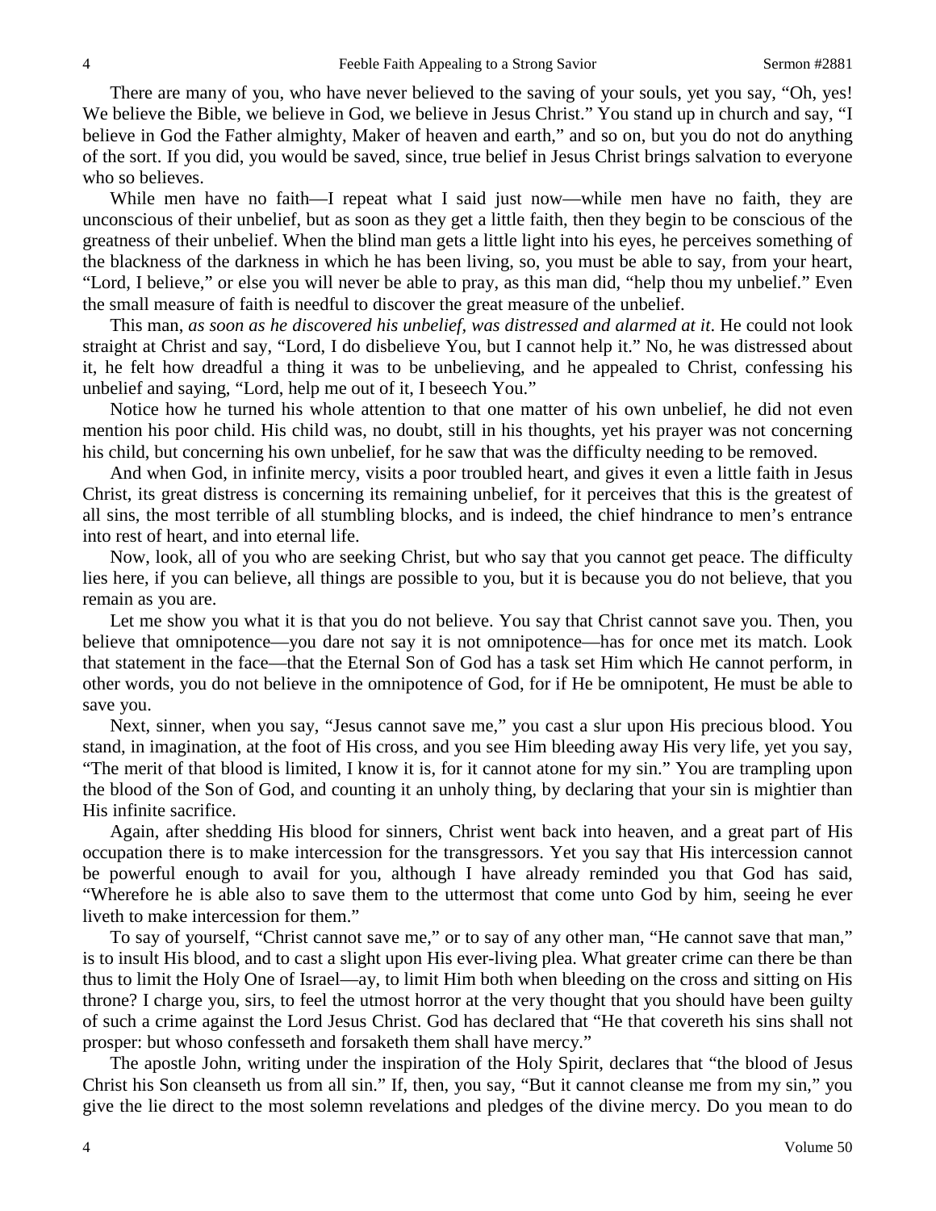There are many of you, who have never believed to the saving of your souls, yet you say, "Oh, yes! We believe the Bible, we believe in God, we believe in Jesus Christ." You stand up in church and say, "I believe in God the Father almighty, Maker of heaven and earth," and so on, but you do not do anything of the sort. If you did, you would be saved, since, true belief in Jesus Christ brings salvation to everyone who so believes.

While men have no faith—I repeat what I said just now—while men have no faith, they are unconscious of their unbelief, but as soon as they get a little faith, then they begin to be conscious of the greatness of their unbelief. When the blind man gets a little light into his eyes, he perceives something of the blackness of the darkness in which he has been living, so, you must be able to say, from your heart, "Lord, I believe," or else you will never be able to pray, as this man did, "help thou my unbelief." Even the small measure of faith is needful to discover the great measure of the unbelief.

This man, *as soon as he discovered his unbelief, was distressed and alarmed at it*. He could not look straight at Christ and say, "Lord, I do disbelieve You, but I cannot help it." No, he was distressed about it, he felt how dreadful a thing it was to be unbelieving, and he appealed to Christ, confessing his unbelief and saying, "Lord, help me out of it, I beseech You."

Notice how he turned his whole attention to that one matter of his own unbelief, he did not even mention his poor child. His child was, no doubt, still in his thoughts, yet his prayer was not concerning his child, but concerning his own unbelief, for he saw that was the difficulty needing to be removed.

And when God, in infinite mercy, visits a poor troubled heart, and gives it even a little faith in Jesus Christ, its great distress is concerning its remaining unbelief, for it perceives that this is the greatest of all sins, the most terrible of all stumbling blocks, and is indeed, the chief hindrance to men's entrance into rest of heart, and into eternal life.

Now, look, all of you who are seeking Christ, but who say that you cannot get peace. The difficulty lies here, if you can believe, all things are possible to you, but it is because you do not believe, that you remain as you are.

Let me show you what it is that you do not believe. You say that Christ cannot save you. Then, you believe that omnipotence—you dare not say it is not omnipotence—has for once met its match. Look that statement in the face—that the Eternal Son of God has a task set Him which He cannot perform, in other words, you do not believe in the omnipotence of God, for if He be omnipotent, He must be able to save you.

Next, sinner, when you say, "Jesus cannot save me," you cast a slur upon His precious blood. You stand, in imagination, at the foot of His cross, and you see Him bleeding away His very life, yet you say, "The merit of that blood is limited, I know it is, for it cannot atone for my sin." You are trampling upon the blood of the Son of God, and counting it an unholy thing, by declaring that your sin is mightier than His infinite sacrifice.

Again, after shedding His blood for sinners, Christ went back into heaven, and a great part of His occupation there is to make intercession for the transgressors. Yet you say that His intercession cannot be powerful enough to avail for you, although I have already reminded you that God has said, "Wherefore he is able also to save them to the uttermost that come unto God by him, seeing he ever liveth to make intercession for them."

To say of yourself, "Christ cannot save me," or to say of any other man, "He cannot save that man," is to insult His blood, and to cast a slight upon His ever-living plea. What greater crime can there be than thus to limit the Holy One of Israel—ay, to limit Him both when bleeding on the cross and sitting on His throne? I charge you, sirs, to feel the utmost horror at the very thought that you should have been guilty of such a crime against the Lord Jesus Christ. God has declared that "He that covereth his sins shall not prosper: but whoso confesseth and forsaketh them shall have mercy."

The apostle John, writing under the inspiration of the Holy Spirit, declares that "the blood of Jesus Christ his Son cleanseth us from all sin." If, then, you say, "But it cannot cleanse me from my sin," you give the lie direct to the most solemn revelations and pledges of the divine mercy. Do you mean to do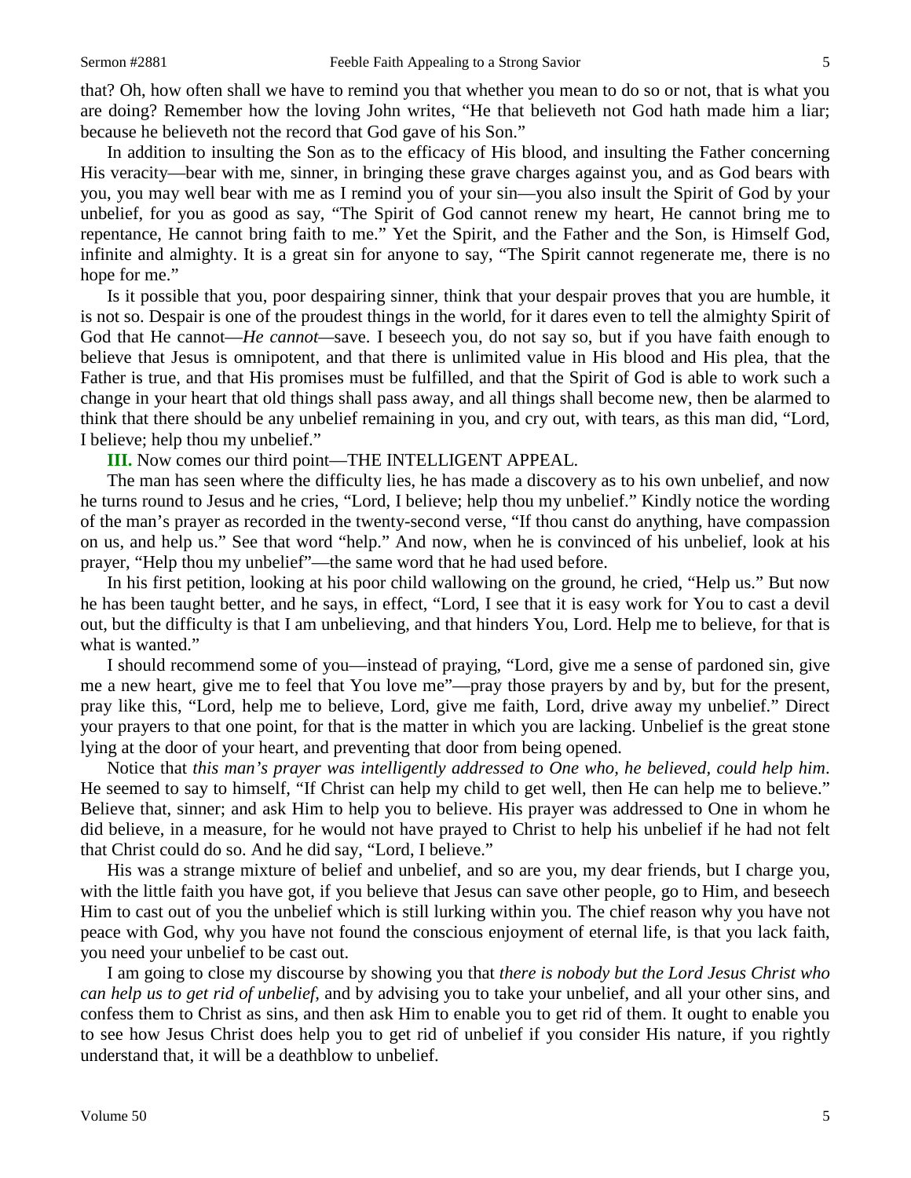that? Oh, how often shall we have to remind you that whether you mean to do so or not, that is what you are doing? Remember how the loving John writes, "He that believeth not God hath made him a liar; because he believeth not the record that God gave of his Son."

In addition to insulting the Son as to the efficacy of His blood, and insulting the Father concerning His veracity—bear with me, sinner, in bringing these grave charges against you, and as God bears with you, you may well bear with me as I remind you of your sin—you also insult the Spirit of God by your unbelief, for you as good as say, "The Spirit of God cannot renew my heart, He cannot bring me to repentance, He cannot bring faith to me." Yet the Spirit, and the Father and the Son, is Himself God, infinite and almighty. It is a great sin for anyone to say, "The Spirit cannot regenerate me, there is no hope for me."

Is it possible that you, poor despairing sinner, think that your despair proves that you are humble, it is not so. Despair is one of the proudest things in the world, for it dares even to tell the almighty Spirit of God that He cannot—*He cannot*—save. I beseech you, do not say so, but if you have faith enough to believe that Jesus is omnipotent, and that there is unlimited value in His blood and His plea, that the Father is true, and that His promises must be fulfilled, and that the Spirit of God is able to work such a change in your heart that old things shall pass away, and all things shall become new, then be alarmed to think that there should be any unbelief remaining in you, and cry out, with tears, as this man did, "Lord, I believe; help thou my unbelief."

**III.** Now comes our third point—THE INTELLIGENT APPEAL.

The man has seen where the difficulty lies, he has made a discovery as to his own unbelief, and now he turns round to Jesus and he cries, "Lord, I believe; help thou my unbelief." Kindly notice the wording of the man's prayer as recorded in the twenty-second verse, "If thou canst do anything, have compassion on us, and help us." See that word "help." And now, when he is convinced of his unbelief, look at his prayer, "Help thou my unbelief"—the same word that he had used before.

In his first petition, looking at his poor child wallowing on the ground, he cried, "Help us." But now he has been taught better, and he says, in effect, "Lord, I see that it is easy work for You to cast a devil out, but the difficulty is that I am unbelieving, and that hinders You, Lord. Help me to believe, for that is what is wanted."

I should recommend some of you—instead of praying, "Lord, give me a sense of pardoned sin, give me a new heart, give me to feel that You love me"—pray those prayers by and by, but for the present, pray like this, "Lord, help me to believe, Lord, give me faith, Lord, drive away my unbelief." Direct your prayers to that one point, for that is the matter in which you are lacking. Unbelief is the great stone lying at the door of your heart, and preventing that door from being opened.

Notice that *this man's prayer was intelligently addressed to One who, he believed, could help him*. He seemed to say to himself, "If Christ can help my child to get well, then He can help me to believe." Believe that, sinner; and ask Him to help you to believe. His prayer was addressed to One in whom he did believe, in a measure, for he would not have prayed to Christ to help his unbelief if he had not felt that Christ could do so. And he did say, "Lord, I believe."

His was a strange mixture of belief and unbelief, and so are you, my dear friends, but I charge you, with the little faith you have got, if you believe that Jesus can save other people, go to Him, and beseech Him to cast out of you the unbelief which is still lurking within you. The chief reason why you have not peace with God, why you have not found the conscious enjoyment of eternal life, is that you lack faith, you need your unbelief to be cast out.

I am going to close my discourse by showing you that *there is nobody but the Lord Jesus Christ who can help us to get rid of unbelief,* and by advising you to take your unbelief, and all your other sins, and confess them to Christ as sins, and then ask Him to enable you to get rid of them. It ought to enable you to see how Jesus Christ does help you to get rid of unbelief if you consider His nature, if you rightly understand that, it will be a deathblow to unbelief.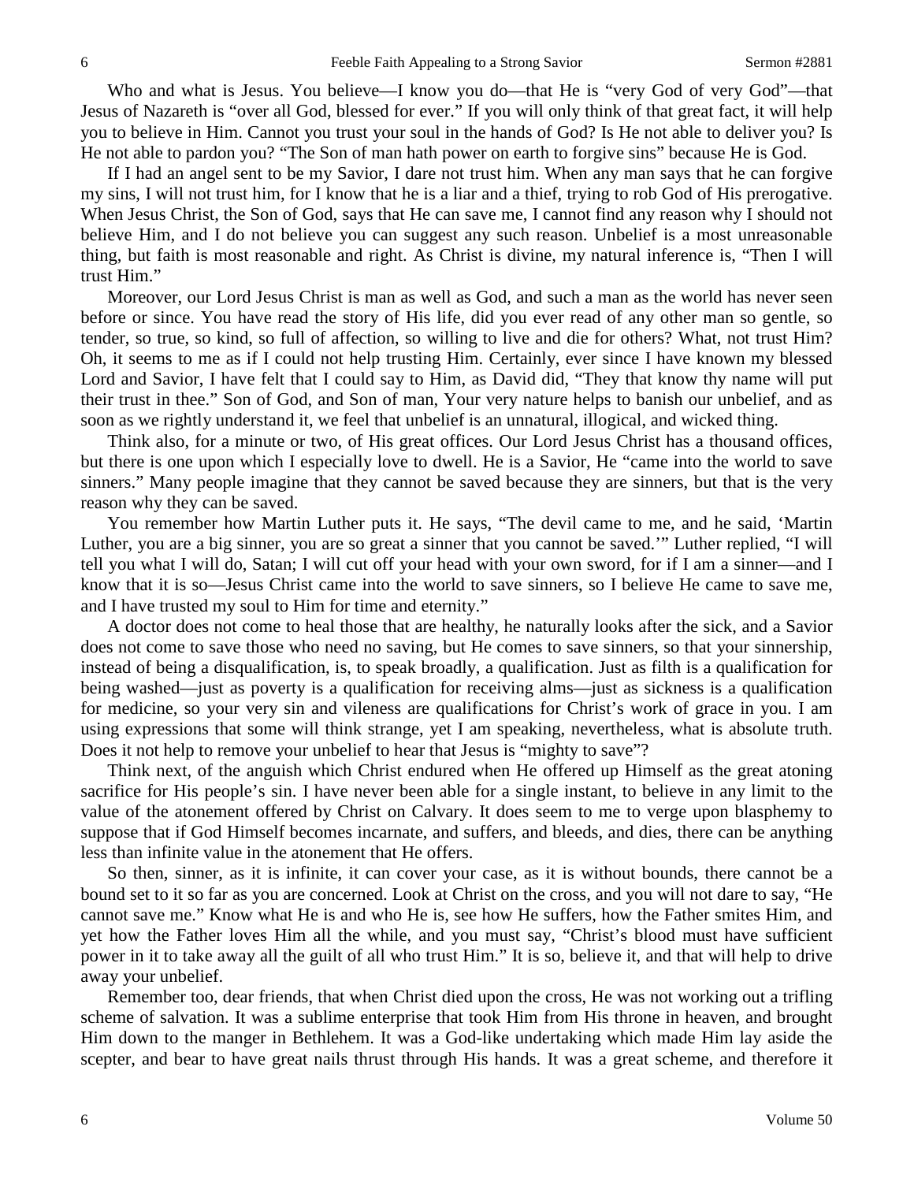Who and what is Jesus. You believe—I know you do—that He is "very God of very God"—that Jesus of Nazareth is "over all God, blessed for ever." If you will only think of that great fact, it will help you to believe in Him. Cannot you trust your soul in the hands of God? Is He not able to deliver you? Is He not able to pardon you? "The Son of man hath power on earth to forgive sins" because He is God.

If I had an angel sent to be my Savior, I dare not trust him. When any man says that he can forgive my sins, I will not trust him, for I know that he is a liar and a thief, trying to rob God of His prerogative. When Jesus Christ, the Son of God, says that He can save me, I cannot find any reason why I should not believe Him, and I do not believe you can suggest any such reason. Unbelief is a most unreasonable thing, but faith is most reasonable and right. As Christ is divine, my natural inference is, "Then I will trust Him."

Moreover, our Lord Jesus Christ is man as well as God, and such a man as the world has never seen before or since. You have read the story of His life, did you ever read of any other man so gentle, so tender, so true, so kind, so full of affection, so willing to live and die for others? What, not trust Him? Oh, it seems to me as if I could not help trusting Him. Certainly, ever since I have known my blessed Lord and Savior, I have felt that I could say to Him, as David did, "They that know thy name will put their trust in thee." Son of God, and Son of man, Your very nature helps to banish our unbelief, and as soon as we rightly understand it, we feel that unbelief is an unnatural, illogical, and wicked thing.

Think also, for a minute or two, of His great offices. Our Lord Jesus Christ has a thousand offices, but there is one upon which I especially love to dwell. He is a Savior, He "came into the world to save sinners." Many people imagine that they cannot be saved because they are sinners, but that is the very reason why they can be saved.

You remember how Martin Luther puts it. He says, "The devil came to me, and he said, 'Martin Luther, you are a big sinner, you are so great a sinner that you cannot be saved.'" Luther replied, "I will tell you what I will do, Satan; I will cut off your head with your own sword, for if I am a sinner—and I know that it is so—Jesus Christ came into the world to save sinners, so I believe He came to save me, and I have trusted my soul to Him for time and eternity."

A doctor does not come to heal those that are healthy, he naturally looks after the sick, and a Savior does not come to save those who need no saving, but He comes to save sinners, so that your sinnership, instead of being a disqualification, is, to speak broadly, a qualification. Just as filth is a qualification for being washed—just as poverty is a qualification for receiving alms—just as sickness is a qualification for medicine, so your very sin and vileness are qualifications for Christ's work of grace in you. I am using expressions that some will think strange, yet I am speaking, nevertheless, what is absolute truth. Does it not help to remove your unbelief to hear that Jesus is "mighty to save"?

Think next, of the anguish which Christ endured when He offered up Himself as the great atoning sacrifice for His people's sin. I have never been able for a single instant, to believe in any limit to the value of the atonement offered by Christ on Calvary. It does seem to me to verge upon blasphemy to suppose that if God Himself becomes incarnate, and suffers, and bleeds, and dies, there can be anything less than infinite value in the atonement that He offers.

So then, sinner, as it is infinite, it can cover your case, as it is without bounds, there cannot be a bound set to it so far as you are concerned. Look at Christ on the cross, and you will not dare to say, "He cannot save me." Know what He is and who He is, see how He suffers, how the Father smites Him, and yet how the Father loves Him all the while, and you must say, "Christ's blood must have sufficient power in it to take away all the guilt of all who trust Him." It is so, believe it, and that will help to drive away your unbelief.

Remember too, dear friends, that when Christ died upon the cross, He was not working out a trifling scheme of salvation. It was a sublime enterprise that took Him from His throne in heaven, and brought Him down to the manger in Bethlehem. It was a God-like undertaking which made Him lay aside the scepter, and bear to have great nails thrust through His hands. It was a great scheme, and therefore it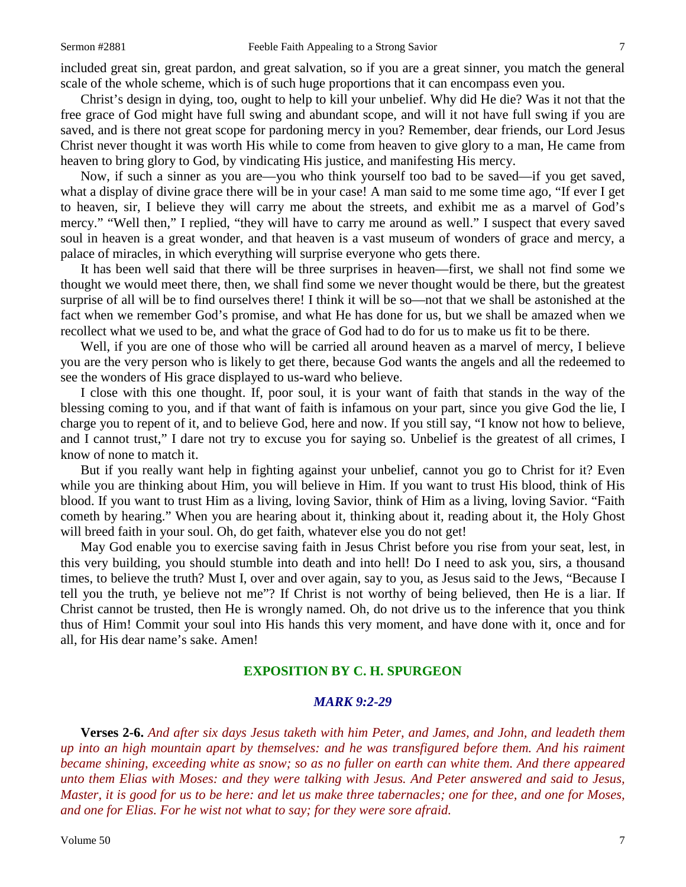included great sin, great pardon, and great salvation, so if you are a great sinner, you match the general scale of the whole scheme, which is of such huge proportions that it can encompass even you.

Christ's design in dying, too, ought to help to kill your unbelief. Why did He die? Was it not that the free grace of God might have full swing and abundant scope, and will it not have full swing if you are saved, and is there not great scope for pardoning mercy in you? Remember, dear friends, our Lord Jesus Christ never thought it was worth His while to come from heaven to give glory to a man, He came from heaven to bring glory to God, by vindicating His justice, and manifesting His mercy.

Now, if such a sinner as you are—you who think yourself too bad to be saved—if you get saved, what a display of divine grace there will be in your case! A man said to me some time ago, "If ever I get to heaven, sir, I believe they will carry me about the streets, and exhibit me as a marvel of God's mercy." "Well then," I replied, "they will have to carry me around as well." I suspect that every saved soul in heaven is a great wonder, and that heaven is a vast museum of wonders of grace and mercy, a palace of miracles, in which everything will surprise everyone who gets there.

It has been well said that there will be three surprises in heaven—first, we shall not find some we thought we would meet there, then, we shall find some we never thought would be there, but the greatest surprise of all will be to find ourselves there! I think it will be so—not that we shall be astonished at the fact when we remember God's promise, and what He has done for us, but we shall be amazed when we recollect what we used to be, and what the grace of God had to do for us to make us fit to be there.

Well, if you are one of those who will be carried all around heaven as a marvel of mercy, I believe you are the very person who is likely to get there, because God wants the angels and all the redeemed to see the wonders of His grace displayed to us-ward who believe.

I close with this one thought. If, poor soul, it is your want of faith that stands in the way of the blessing coming to you, and if that want of faith is infamous on your part, since you give God the lie, I charge you to repent of it, and to believe God, here and now. If you still say, "I know not how to believe, and I cannot trust," I dare not try to excuse you for saying so. Unbelief is the greatest of all crimes, I know of none to match it.

But if you really want help in fighting against your unbelief, cannot you go to Christ for it? Even while you are thinking about Him, you will believe in Him. If you want to trust His blood, think of His blood. If you want to trust Him as a living, loving Savior, think of Him as a living, loving Savior. "Faith cometh by hearing." When you are hearing about it, thinking about it, reading about it, the Holy Ghost will breed faith in your soul. Oh, do get faith, whatever else you do not get!

May God enable you to exercise saving faith in Jesus Christ before you rise from your seat, lest, in this very building, you should stumble into death and into hell! Do I need to ask you, sirs, a thousand times, to believe the truth? Must I, over and over again, say to you, as Jesus said to the Jews, "Because I tell you the truth, ye believe not me"? If Christ is not worthy of being believed, then He is a liar. If Christ cannot be trusted, then He is wrongly named. Oh, do not drive us to the inference that you think thus of Him! Commit your soul into His hands this very moment, and have done with it, once and for all, for His dear name's sake. Amen!

## EXPOSITION BY C. H. SPURGEON

### *MARK 9:2-29*

**Verses 2-6.** *And after six days Jesus taketh with him Peter, and James, and John, and leadeth them up into an high mountain apart by themselves: and he was transfigured before them. And his raiment became shining, exceeding white as snow; so as no fuller on earth can white them. And there appeared unto them Elias with Moses: and they were talking with Jesus. And Peter answered and said to Jesus, Master, it is good for us to be here: and let us make three tabernacles; one for thee, and one for Moses, and one for Elias. For he wist not what to say; for they were sore afraid.*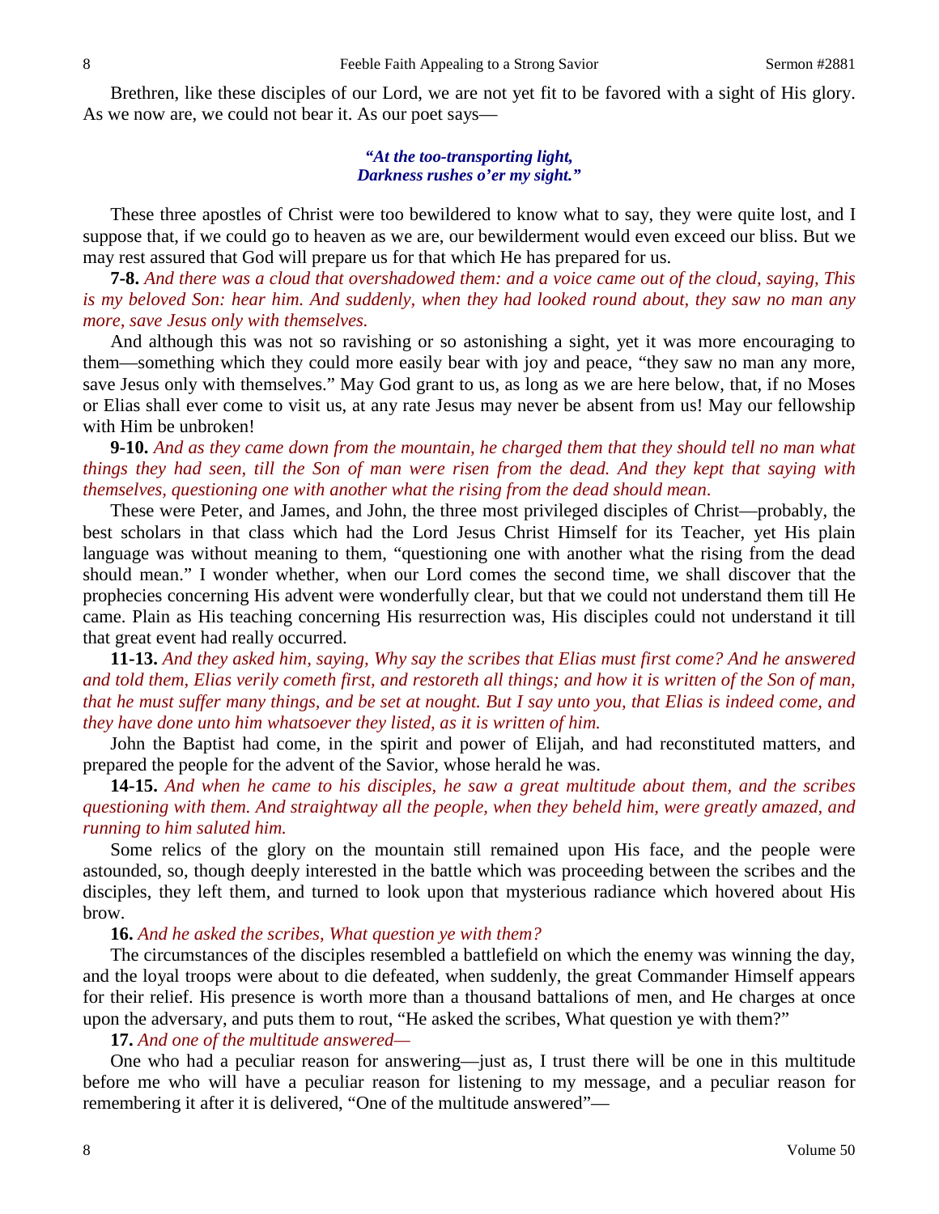Brethren, like these disciples of our Lord, we are not yet fit to be favored with a sight of His glory. As we now are, we could not bear it. As our poet says—

> ***"At the too-transporting light,***
> ***Darkness rushes o'er my sight."***

These three apostles of Christ were too bewildered to know what to say, they were quite lost, and I suppose that, if we could go to heaven as we are, our bewilderment would even exceed our bliss. But we may rest assured that God will prepare us for that which He has prepared for us.

**7-8.** *And there was a cloud that overshadowed them: and a voice came out of the cloud, saying, This is my beloved Son: hear him. And suddenly, when they had looked round about, they saw no man any more, save Jesus only with themselves.*

And although this was not so ravishing or so astonishing a sight, yet it was more encouraging to them—something which they could more easily bear with joy and peace, "they saw no man any more, save Jesus only with themselves." May God grant to us, as long as we are here below, that, if no Moses or Elias shall ever come to visit us, at any rate Jesus may never be absent from us! May our fellowship with Him be unbroken!

**9-10.** *And as they came down from the mountain, he charged them that they should tell no man what things they had seen, till the Son of man were risen from the dead. And they kept that saying with themselves, questioning one with another what the rising from the dead should mean.*

These were Peter, and James, and John, the three most privileged disciples of Christ—probably, the best scholars in that class which had the Lord Jesus Christ Himself for its Teacher, yet His plain language was without meaning to them, "questioning one with another what the rising from the dead should mean." I wonder whether, when our Lord comes the second time, we shall discover that the prophecies concerning His advent were wonderfully clear, but that we could not understand them till He came. Plain as His teaching concerning His resurrection was, His disciples could not understand it till that great event had really occurred.

**11-13.** *And they asked him, saying, Why say the scribes that Elias must first come? And he answered and told them, Elias verily cometh first, and restoreth all things; and how it is written of the Son of man, that he must suffer many things, and be set at nought. But I say unto you, that Elias is indeed come, and they have done unto him whatsoever they listed, as it is written of him.*

John the Baptist had come, in the spirit and power of Elijah, and had reconstituted matters, and prepared the people for the advent of the Savior, whose herald he was.

**14-15.** *And when he came to his disciples, he saw a great multitude about them, and the scribes questioning with them. And straightway all the people, when they beheld him, were greatly amazed, and running to him saluted him.*

Some relics of the glory on the mountain still remained upon His face, and the people were astounded, so, though deeply interested in the battle which was proceeding between the scribes and the disciples, they left them, and turned to look upon that mysterious radiance which hovered about His brow.

**16.** *And he asked the scribes, What question ye with them?*

The circumstances of the disciples resembled a battlefield on which the enemy was winning the day, and the loyal troops were about to die defeated, when suddenly, the great Commander Himself appears for their relief. His presence is worth more than a thousand battalions of men, and He charges at once upon the adversary, and puts them to rout, "He asked the scribes, What question ye with them?"

**17.** *And one of the multitude answered—*

One who had a peculiar reason for answering—just as, I trust there will be one in this multitude before me who will have a peculiar reason for listening to my message, and a peculiar reason for remembering it after it is delivered, "One of the multitude answered"—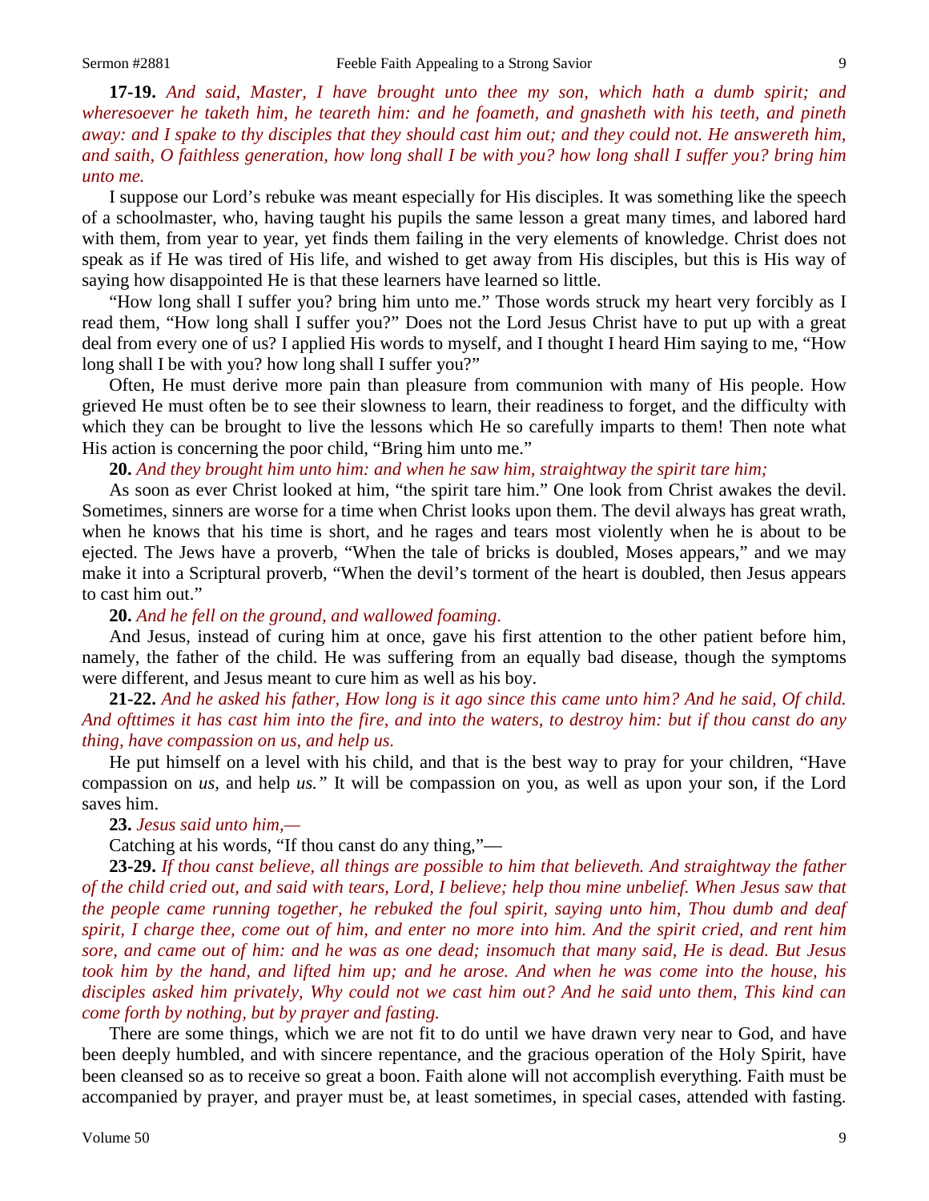**17-19.** *And said, Master, I have brought unto thee my son, which hath a dumb spirit; and wheresoever he taketh him, he teareth him: and he foameth, and gnasheth with his teeth, and pineth away: and I spake to thy disciples that they should cast him out; and they could not. He answereth him, and saith, O faithless generation, how long shall I be with you? how long shall I suffer you? bring him unto me.*

I suppose our Lord's rebuke was meant especially for His disciples. It was something like the speech of a schoolmaster, who, having taught his pupils the same lesson a great many times, and labored hard with them, from year to year, yet finds them failing in the very elements of knowledge. Christ does not speak as if He was tired of His life, and wished to get away from His disciples, but this is His way of saying how disappointed He is that these learners have learned so little.

"How long shall I suffer you? bring him unto me." Those words struck my heart very forcibly as I read them, "How long shall I suffer you?" Does not the Lord Jesus Christ have to put up with a great deal from every one of us? I applied His words to myself, and I thought I heard Him saying to me, "How long shall I be with you? how long shall I suffer you?"

Often, He must derive more pain than pleasure from communion with many of His people. How grieved He must often be to see their slowness to learn, their readiness to forget, and the difficulty with which they can be brought to live the lessons which He so carefully imparts to them! Then note what His action is concerning the poor child, "Bring him unto me."

**20.** *And they brought him unto him: and when he saw him, straightway the spirit tare him;*

As soon as ever Christ looked at him, "the spirit tare him." One look from Christ awakes the devil. Sometimes, sinners are worse for a time when Christ looks upon them. The devil always has great wrath, when he knows that his time is short, and he rages and tears most violently when he is about to be ejected. The Jews have a proverb, "When the tale of bricks is doubled, Moses appears," and we may make it into a Scriptural proverb, "When the devil's torment of the heart is doubled, then Jesus appears to cast him out."

**20.** *And he fell on the ground, and wallowed foaming.*

And Jesus, instead of curing him at once, gave his first attention to the other patient before him, namely, the father of the child. He was suffering from an equally bad disease, though the symptoms were different, and Jesus meant to cure him as well as his boy.

**21-22.** *And he asked his father, How long is it ago since this came unto him? And he said, Of child. And ofttimes it has cast him into the fire, and into the waters, to destroy him: but if thou canst do any thing, have compassion on us, and help us.*

He put himself on a level with his child, and that is the best way to pray for your children, "Have compassion on *us,* and help *us."* It will be compassion on you, as well as upon your son, if the Lord saves him.

**23.** *Jesus said unto him,—*

Catching at his words, "If thou canst do any thing,"—

**23-29.** *If thou canst believe, all things are possible to him that believeth. And straightway the father of the child cried out, and said with tears, Lord, I believe; help thou mine unbelief. When Jesus saw that the people came running together, he rebuked the foul spirit, saying unto him, Thou dumb and deaf spirit, I charge thee, come out of him, and enter no more into him. And the spirit cried, and rent him sore, and came out of him: and he was as one dead; insomuch that many said, He is dead. But Jesus took him by the hand, and lifted him up; and he arose. And when he was come into the house, his disciples asked him privately, Why could not we cast him out? And he said unto them, This kind can come forth by nothing, but by prayer and fasting.*

There are some things, which we are not fit to do until we have drawn very near to God, and have been deeply humbled, and with sincere repentance, and the gracious operation of the Holy Spirit, have been cleansed so as to receive so great a boon. Faith alone will not accomplish everything. Faith must be accompanied by prayer, and prayer must be, at least sometimes, in special cases, attended with fasting.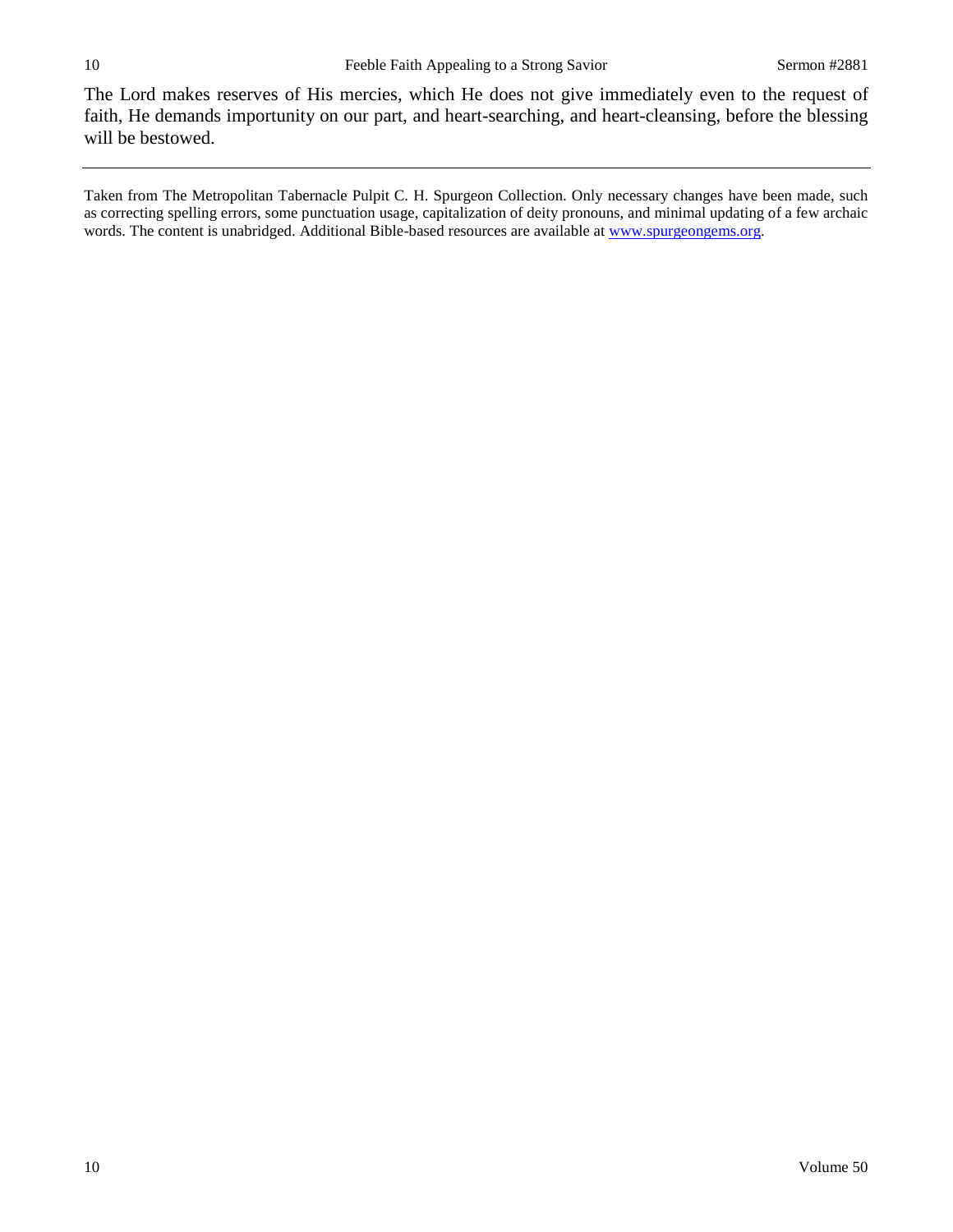The Lord makes reserves of His mercies, which He does not give immediately even to the request of faith, He demands importunity on our part, and heart-searching, and heart-cleansing, before the blessing will be bestowed.

---

Taken from The Metropolitan Tabernacle Pulpit C. H. Spurgeon Collection. Only necessary changes have been made, such as correcting spelling errors, some punctuation usage, capitalization of deity pronouns, and minimal updating of a few archaic words. The content is unabridged. Additional Bible-based resources are available at www.spurgeongems.org.